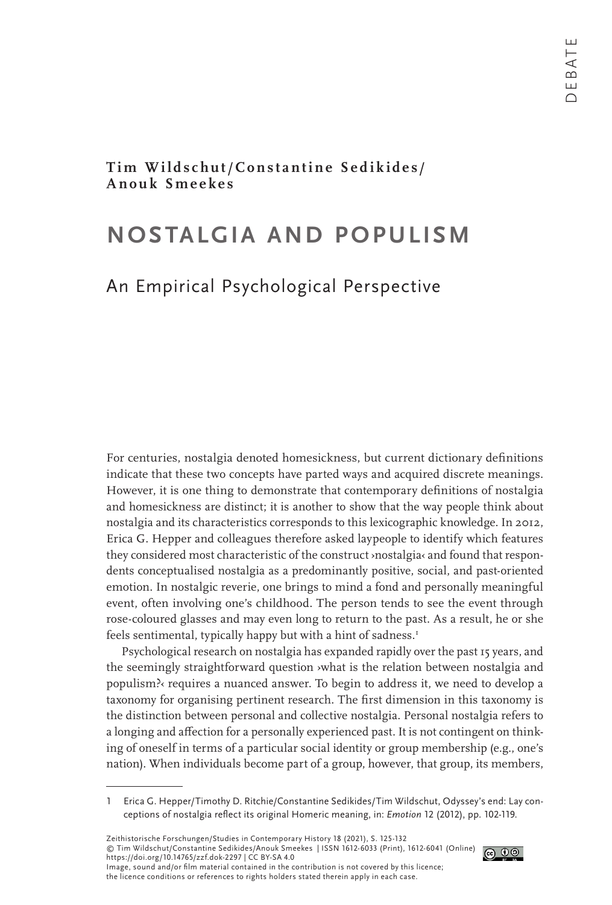**Tim Wildschut/Constantine Sedikides/ Anouk Smeekes**

# NOSTALGIA AND POPULISM

## An Empirical Psychological Perspective

For centuries, nostalgia denoted homesickness, but current dictionary definitions indicate that these two concepts have parted ways and acquired discrete meanings. However, it is one thing to demonstrate that contemporary definitions of nostalgia and homesickness are distinct; it is another to show that the way people think about nostalgia and its characteristics corresponds to this lexicographic knowledge. In 2012, Erica G. Hepper and colleagues therefore asked laypeople to identify which features they considered most characteristic of the construct ›nostalgia‹ and found that respondents conceptualised nostalgia as a predominantly positive, social, and past-oriented emotion. In nostalgic reverie, one brings to mind a fond and personally meaningful event, often involving one's childhood. The person tends to see the event through rose-coloured glasses and may even long to return to the past. As a result, he or she feels sentimental, typically happy but with a hint of sadness.[1]

Psychological research on nostalgia has expanded rapidly over the past 15 years, and the seemingly straightforward question ›what is the relation between nostalgia and populism?‹ requires a nuanced answer. To begin to address it, we need to develop a taxonomy for organising pertinent research. The first dimension in this taxonomy is the distinction between personal and collective nostalgia. Personal nostalgia refers to a longing and affection for a personally experienced past. It is not contingent on thinking of oneself in terms of a particular social identity or group membership (e.g., one's nation). When individuals become part of a group, however, that group, its members,

---

1 Erica G. Hepper/Timothy D. Ritchie/Constantine Sedikides/Tim Wildschut, Odyssey's end: Lay conceptions of nostalgia reflect its original Homeric meaning, in: *Emotion* 12 (2012), pp. 102-119.

Zeithistorische Forschungen/Studies in Contemporary History 18 (2021), S. 125-132
© Tim Wildschut/Constantine Sedikides/Anouk Smeekes | ISSN 1612-6033 (Print), 1612-6041 (Online)
https://doi.org/10.14765/zzf.dok-2297 | CC BY-SA 4.0
Image, sound and/or film material contained in the contribution is not covered by this licence; the licence conditions or references to rights holders stated therein apply in each case.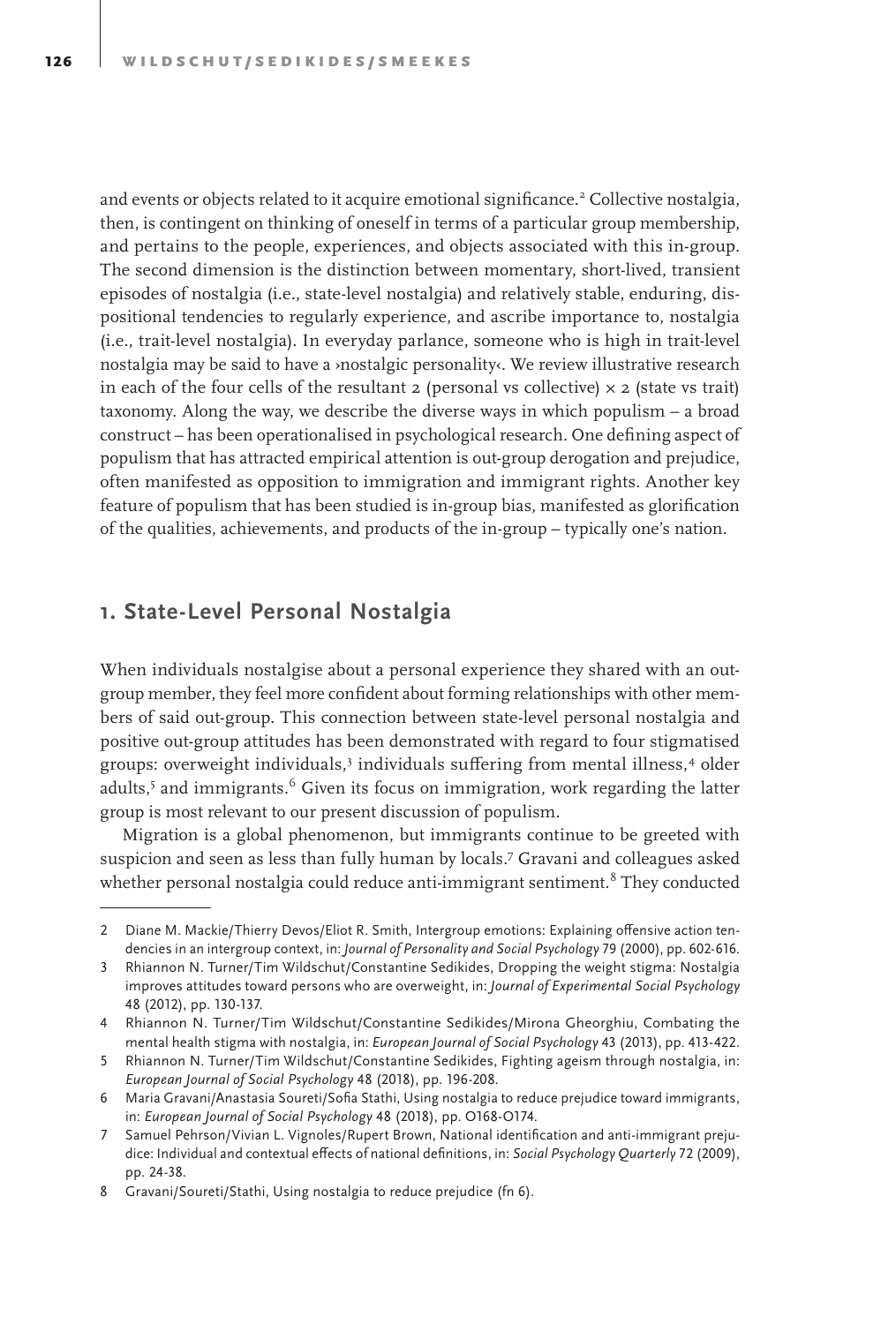and events or objects related to it acquire emotional significance.[2] Collective nostalgia, then, is contingent on thinking of oneself in terms of a particular group membership, and pertains to the people, experiences, and objects associated with this in-group. The second dimension is the distinction between momentary, short-lived, transient episodes of nostalgia (i.e., state-level nostalgia) and relatively stable, enduring, dispositional tendencies to regularly experience, and ascribe importance to, nostalgia (i.e., trait-level nostalgia). In everyday parlance, someone who is high in trait-level nostalgia may be said to have a ›nostalgic personality‹. We review illustrative research in each of the four cells of the resultant 2 (personal vs collective) × 2 (state vs trait) taxonomy. Along the way, we describe the diverse ways in which populism – a broad construct – has been operationalised in psychological research. One defining aspect of populism that has attracted empirical attention is out-group derogation and prejudice, often manifested as opposition to immigration and immigrant rights. Another key feature of populism that has been studied is in-group bias, manifested as glorification of the qualities, achievements, and products of the in-group – typically one's nation.

## 1. State-Level Personal Nostalgia

When individuals nostalgise about a personal experience they shared with an out-group member, they feel more confident about forming relationships with other members of said out-group. This connection between state-level personal nostalgia and positive out-group attitudes has been demonstrated with regard to four stigmatised groups: overweight individuals,[3] individuals suffering from mental illness,[4] older adults,[5] and immigrants.[6] Given its focus on immigration, work regarding the latter group is most relevant to our present discussion of populism.

Migration is a global phenomenon, but immigrants continue to be greeted with suspicion and seen as less than fully human by locals.[7] Gravani and colleagues asked whether personal nostalgia could reduce anti-immigrant sentiment.[8] They conducted

---

2 Diane M. Mackie/Thierry Devos/Eliot R. Smith, Intergroup emotions: Explaining offensive action tendencies in an intergroup context, in: *Journal of Personality and Social Psychology* 79 (2000), pp. 602-616.

3 Rhiannon N. Turner/Tim Wildschut/Constantine Sedikides, Dropping the weight stigma: Nostalgia improves attitudes toward persons who are overweight, in: *Journal of Experimental Social Psychology* 48 (2012), pp. 130-137.

4 Rhiannon N. Turner/Tim Wildschut/Constantine Sedikides/Mirona Gheorghiu, Combating the mental health stigma with nostalgia, in: *European Journal of Social Psychology* 43 (2013), pp. 413-422.

5 Rhiannon N. Turner/Tim Wildschut/Constantine Sedikides, Fighting ageism through nostalgia, in: *European Journal of Social Psychology* 48 (2018), pp. 196-208.

6 Maria Gravani/Anastasia Soureti/Sofia Stathi, Using nostalgia to reduce prejudice toward immigrants, in: *European Journal of Social Psychology* 48 (2018), pp. O168-O174.

7 Samuel Pehrson/Vivian L. Vignoles/Rupert Brown, National identification and anti-immigrant prejudice: Individual and contextual effects of national definitions, in: *Social Psychology Quarterly* 72 (2009), pp. 24-38.

8 Gravani/Soureti/Stathi, Using nostalgia to reduce prejudice (fn 6).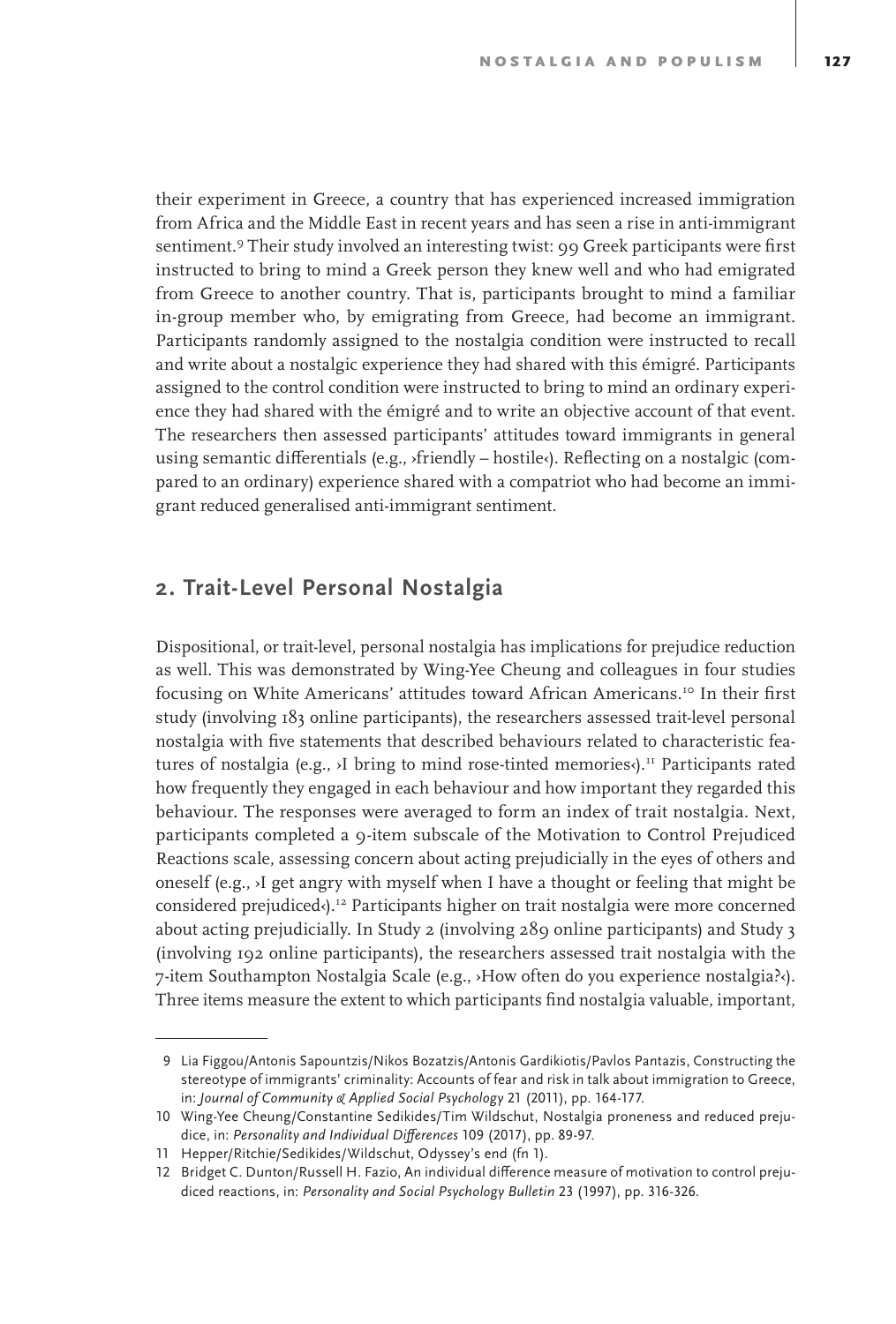their experiment in Greece, a country that has experienced increased immigration from Africa and the Middle East in recent years and has seen a rise in anti-immigrant sentiment.[9] Their study involved an interesting twist: 99 Greek participants were first instructed to bring to mind a Greek person they knew well and who had emigrated from Greece to another country. That is, participants brought to mind a familiar in-group member who, by emigrating from Greece, had become an immigrant. Participants randomly assigned to the nostalgia condition were instructed to recall and write about a nostalgic experience they had shared with this émigré. Participants assigned to the control condition were instructed to bring to mind an ordinary experience they had shared with the émigré and to write an objective account of that event. The researchers then assessed participants' attitudes toward immigrants in general using semantic differentials (e.g., ›friendly – hostile‹). Reflecting on a nostalgic (compared to an ordinary) experience shared with a compatriot who had become an immigrant reduced generalised anti-immigrant sentiment.

## 2. Trait-Level Personal Nostalgia

Dispositional, or trait-level, personal nostalgia has implications for prejudice reduction as well. This was demonstrated by Wing-Yee Cheung and colleagues in four studies focusing on White Americans' attitudes toward African Americans.[10] In their first study (involving 183 online participants), the researchers assessed trait-level personal nostalgia with five statements that described behaviours related to characteristic features of nostalgia (e.g., ›I bring to mind rose-tinted memories‹).[11] Participants rated how frequently they engaged in each behaviour and how important they regarded this behaviour. The responses were averaged to form an index of trait nostalgia. Next, participants completed a 9-item subscale of the Motivation to Control Prejudiced Reactions scale, assessing concern about acting prejudicially in the eyes of others and oneself (e.g., ›I get angry with myself when I have a thought or feeling that might be considered prejudiced‹).[12] Participants higher on trait nostalgia were more concerned about acting prejudicially. In Study 2 (involving 289 online participants) and Study 3 (involving 192 online participants), the researchers assessed trait nostalgia with the 7-item Southampton Nostalgia Scale (e.g., ›How often do you experience nostalgia?‹). Three items measure the extent to which participants find nostalgia valuable, important,

---

9 Lia Figgou/Antonis Sapountzis/Nikos Bozatzis/Antonis Gardikiotis/Pavlos Pantazis, Constructing the stereotype of immigrants' criminality: Accounts of fear and risk in talk about immigration to Greece, in: *Journal of Community & Applied Social Psychology* 21 (2011), pp. 164-177.

10 Wing-Yee Cheung/Constantine Sedikides/Tim Wildschut, Nostalgia proneness and reduced prejudice, in: *Personality and Individual Differences* 109 (2017), pp. 89-97.

11 Hepper/Ritchie/Sedikides/Wildschut, Odyssey's end (fn 1).

12 Bridget C. Dunton/Russell H. Fazio, An individual difference measure of motivation to control prejudiced reactions, in: *Personality and Social Psychology Bulletin* 23 (1997), pp. 316-326.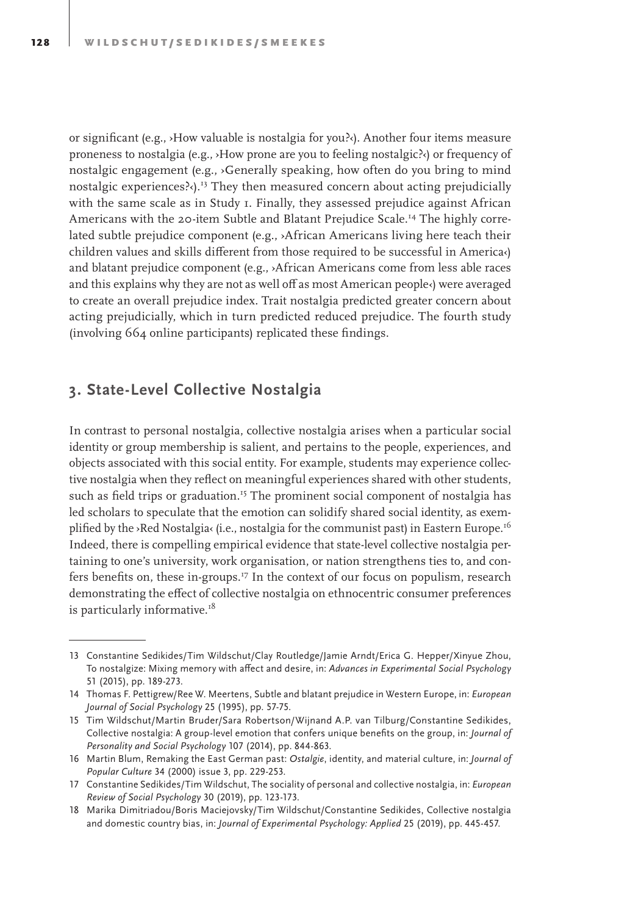or significant (e.g., ›How valuable is nostalgia for you?‹). Another four items measure proneness to nostalgia (e.g., ›How prone are you to feeling nostalgic?‹) or frequency of nostalgic engagement (e.g., ›Generally speaking, how often do you bring to mind nostalgic experiences?‹).[13] They then measured concern about acting prejudicially with the same scale as in Study 1. Finally, they assessed prejudice against African Americans with the 20-item Subtle and Blatant Prejudice Scale.[14] The highly correlated subtle prejudice component (e.g., ›African Americans living here teach their children values and skills different from those required to be successful in America‹) and blatant prejudice component (e.g., ›African Americans come from less able races and this explains why they are not as well off as most American people‹) were averaged to create an overall prejudice index. Trait nostalgia predicted greater concern about acting prejudicially, which in turn predicted reduced prejudice. The fourth study (involving 664 online participants) replicated these findings.

## 3. State-Level Collective Nostalgia

In contrast to personal nostalgia, collective nostalgia arises when a particular social identity or group membership is salient, and pertains to the people, experiences, and objects associated with this social entity. For example, students may experience collective nostalgia when they reflect on meaningful experiences shared with other students, such as field trips or graduation.[15] The prominent social component of nostalgia has led scholars to speculate that the emotion can solidify shared social identity, as exemplified by the ›Red Nostalgia‹ (i.e., nostalgia for the communist past) in Eastern Europe.[16] Indeed, there is compelling empirical evidence that state-level collective nostalgia pertaining to one's university, work organisation, or nation strengthens ties to, and confers benefits on, these in-groups.[17] In the context of our focus on populism, research demonstrating the effect of collective nostalgia on ethnocentric consumer preferences is particularly informative.[18]

---

13 Constantine Sedikides/Tim Wildschut/Clay Routledge/Jamie Arndt/Erica G. Hepper/Xinyue Zhou, To nostalgize: Mixing memory with affect and desire, in: *Advances in Experimental Social Psychology* 51 (2015), pp. 189-273.

14 Thomas F. Pettigrew/Ree W. Meertens, Subtle and blatant prejudice in Western Europe, in: *European Journal of Social Psychology* 25 (1995), pp. 57-75.

15 Tim Wildschut/Martin Bruder/Sara Robertson/Wijnand A.P. van Tilburg/Constantine Sedikides, Collective nostalgia: A group-level emotion that confers unique benefits on the group, in: *Journal of Personality and Social Psychology* 107 (2014), pp. 844-863.

16 Martin Blum, Remaking the East German past: *Ostalgie*, identity, and material culture, in: *Journal of Popular Culture* 34 (2000) issue 3, pp. 229-253.

17 Constantine Sedikides/Tim Wildschut, The sociality of personal and collective nostalgia, in: *European Review of Social Psychology* 30 (2019), pp. 123-173.

18 Marika Dimitriadou/Boris Maciejovsky/Tim Wildschut/Constantine Sedikides, Collective nostalgia and domestic country bias, in: *Journal of Experimental Psychology: Applied* 25 (2019), pp. 445-457.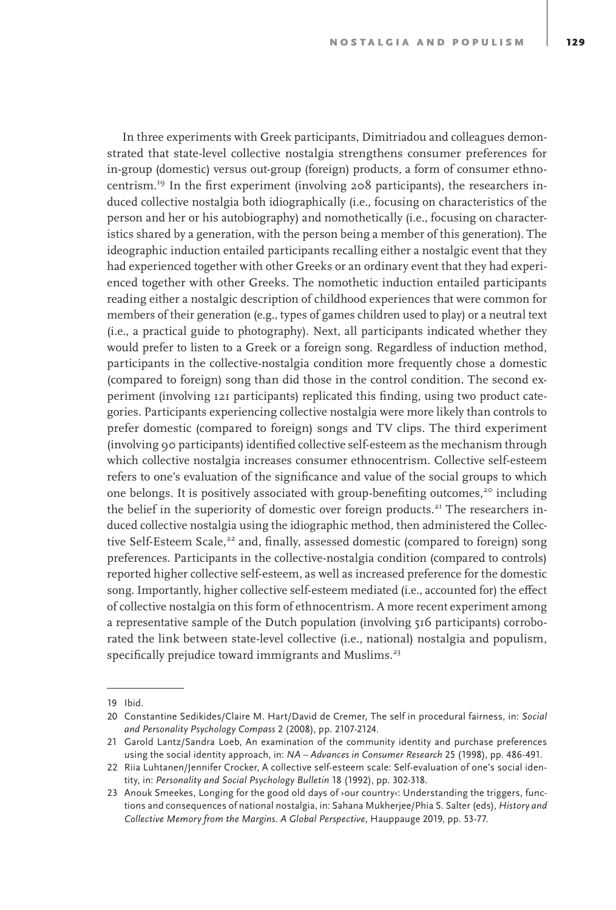In three experiments with Greek participants, Dimitriadou and colleagues demonstrated that state-level collective nostalgia strengthens consumer preferences for in-group (domestic) versus out-group (foreign) products, a form of consumer ethnocentrism.[19] In the first experiment (involving 208 participants), the researchers induced collective nostalgia both idiographically (i.e., focusing on characteristics of the person and her or his autobiography) and nomothetically (i.e., focusing on characteristics shared by a generation, with the person being a member of this generation). The ideographic induction entailed participants recalling either a nostalgic event that they had experienced together with other Greeks or an ordinary event that they had experienced together with other Greeks. The nomothetic induction entailed participants reading either a nostalgic description of childhood experiences that were common for members of their generation (e.g., types of games children used to play) or a neutral text (i.e., a practical guide to photography). Next, all participants indicated whether they would prefer to listen to a Greek or a foreign song. Regardless of induction method, participants in the collective-nostalgia condition more frequently chose a domestic (compared to foreign) song than did those in the control condition. The second experiment (involving 121 participants) replicated this finding, using two product categories. Participants experiencing collective nostalgia were more likely than controls to prefer domestic (compared to foreign) songs and TV clips. The third experiment (involving 90 participants) identified collective self-esteem as the mechanism through which collective nostalgia increases consumer ethnocentrism. Collective self-esteem refers to one's evaluation of the significance and value of the social groups to which one belongs. It is positively associated with group-benefiting outcomes,[20] including the belief in the superiority of domestic over foreign products.[21] The researchers induced collective nostalgia using the idiographic method, then administered the Collective Self-Esteem Scale,[22] and, finally, assessed domestic (compared to foreign) song preferences. Participants in the collective-nostalgia condition (compared to controls) reported higher collective self-esteem, as well as increased preference for the domestic song. Importantly, higher collective self-esteem mediated (i.e., accounted for) the effect of collective nostalgia on this form of ethnocentrism. A more recent experiment among a representative sample of the Dutch population (involving 516 participants) corroborated the link between state-level collective (i.e., national) nostalgia and populism, specifically prejudice toward immigrants and Muslims.[23]

---

19 Ibid.

20 Constantine Sedikides/Claire M. Hart/David de Cremer, The self in procedural fairness, in: *Social and Personality Psychology Compass* 2 (2008), pp. 2107-2124.

21 Garold Lantz/Sandra Loeb, An examination of the community identity and purchase preferences using the social identity approach, in: *NA – Advances in Consumer Research* 25 (1998), pp. 486-491.

22 Riia Luhtanen/Jennifer Crocker, A collective self-esteem scale: Self-evaluation of one's social identity, in: *Personality and Social Psychology Bulletin* 18 (1992), pp. 302-318.

23 Anouk Smeekes, Longing for the good old days of ›our country‹: Understanding the triggers, functions and consequences of national nostalgia, in: Sahana Mukherjee/Phia S. Salter (eds), *History and Collective Memory from the Margins. A Global Perspective*, Hauppauge 2019, pp. 53-77.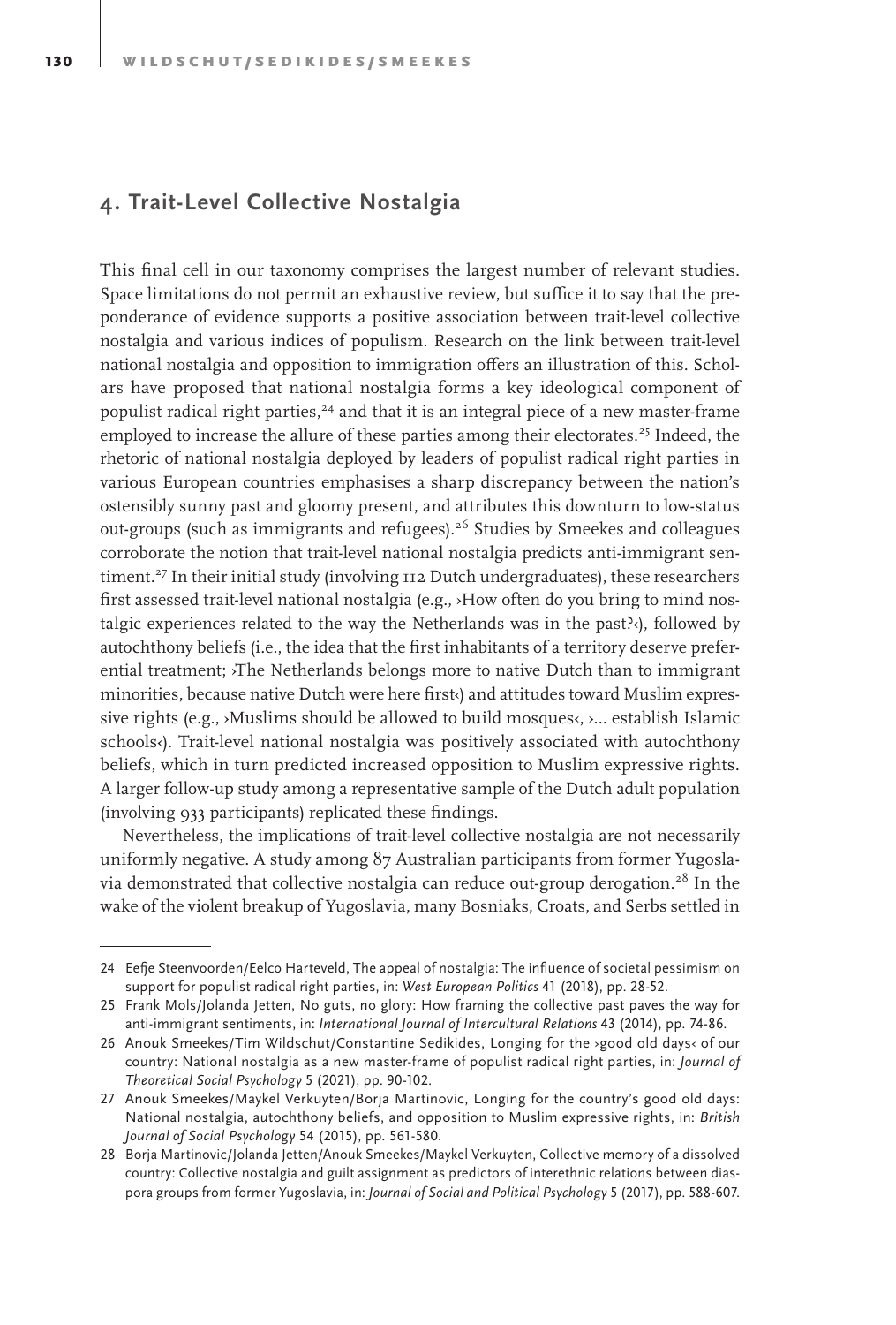## 4. Trait-Level Collective Nostalgia

This final cell in our taxonomy comprises the largest number of relevant studies. Space limitations do not permit an exhaustive review, but suffice it to say that the preponderance of evidence supports a positive association between trait-level collective nostalgia and various indices of populism. Research on the link between trait-level national nostalgia and opposition to immigration offers an illustration of this. Scholars have proposed that national nostalgia forms a key ideological component of populist radical right parties,[24] and that it is an integral piece of a new master-frame employed to increase the allure of these parties among their electorates.[25] Indeed, the rhetoric of national nostalgia deployed by leaders of populist radical right parties in various European countries emphasises a sharp discrepancy between the nation's ostensibly sunny past and gloomy present, and attributes this downturn to low-status out-groups (such as immigrants and refugees).[26] Studies by Smeekes and colleagues corroborate the notion that trait-level national nostalgia predicts anti-immigrant sentiment.[27] In their initial study (involving 112 Dutch undergraduates), these researchers first assessed trait-level national nostalgia (e.g., ›How often do you bring to mind nostalgic experiences related to the way the Netherlands was in the past?‹), followed by autochthony beliefs (i.e., the idea that the first inhabitants of a territory deserve preferential treatment; ›The Netherlands belongs more to native Dutch than to immigrant minorities, because native Dutch were here first‹) and attitudes toward Muslim expressive rights (e.g., ›Muslims should be allowed to build mosques‹, ›... establish Islamic schools‹). Trait-level national nostalgia was positively associated with autochthony beliefs, which in turn predicted increased opposition to Muslim expressive rights. A larger follow-up study among a representative sample of the Dutch adult population (involving 933 participants) replicated these findings.

Nevertheless, the implications of trait-level collective nostalgia are not necessarily uniformly negative. A study among 87 Australian participants from former Yugoslavia demonstrated that collective nostalgia can reduce out-group derogation.[28] In the wake of the violent breakup of Yugoslavia, many Bosniaks, Croats, and Serbs settled in

---

24 Eefje Steenvoorden/Eelco Harteveld, The appeal of nostalgia: The influence of societal pessimism on support for populist radical right parties, in: *West European Politics* 41 (2018), pp. 28-52.

25 Frank Mols/Jolanda Jetten, No guts, no glory: How framing the collective past paves the way for anti-immigrant sentiments, in: *International Journal of Intercultural Relations* 43 (2014), pp. 74-86.

26 Anouk Smeekes/Tim Wildschut/Constantine Sedikides, Longing for the ›good old days‹ of our country: National nostalgia as a new master-frame of populist radical right parties, in: *Journal of Theoretical Social Psychology* 5 (2021), pp. 90-102.

27 Anouk Smeekes/Maykel Verkuyten/Borja Martinovic, Longing for the country's good old days: National nostalgia, autochthony beliefs, and opposition to Muslim expressive rights, in: *British Journal of Social Psychology* 54 (2015), pp. 561-580.

28 Borja Martinovic/Jolanda Jetten/Anouk Smeekes/Maykel Verkuyten, Collective memory of a dissolved country: Collective nostalgia and guilt assignment as predictors of interethnic relations between diaspora groups from former Yugoslavia, in: *Journal of Social and Political Psychology* 5 (2017), pp. 588-607.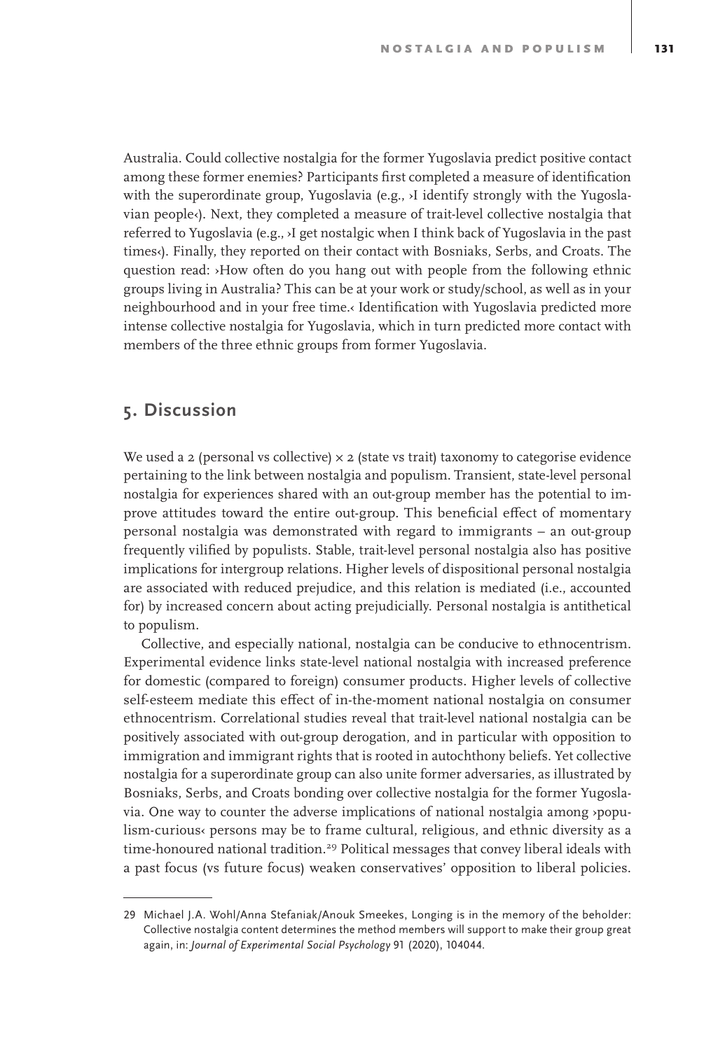Australia. Could collective nostalgia for the former Yugoslavia predict positive contact among these former enemies? Participants first completed a measure of identification with the superordinate group, Yugoslavia (e.g., ›I identify strongly with the Yugoslavian people‹). Next, they completed a measure of trait-level collective nostalgia that referred to Yugoslavia (e.g., ›I get nostalgic when I think back of Yugoslavia in the past times‹). Finally, they reported on their contact with Bosniaks, Serbs, and Croats. The question read: ›How often do you hang out with people from the following ethnic groups living in Australia? This can be at your work or study/school, as well as in your neighbourhood and in your free time.‹ Identification with Yugoslavia predicted more intense collective nostalgia for Yugoslavia, which in turn predicted more contact with members of the three ethnic groups from former Yugoslavia.

## 5. Discussion

We used a 2 (personal vs collective) × 2 (state vs trait) taxonomy to categorise evidence pertaining to the link between nostalgia and populism. Transient, state-level personal nostalgia for experiences shared with an out-group member has the potential to improve attitudes toward the entire out-group. This beneficial effect of momentary personal nostalgia was demonstrated with regard to immigrants – an out-group frequently vilified by populists. Stable, trait-level personal nostalgia also has positive implications for intergroup relations. Higher levels of dispositional personal nostalgia are associated with reduced prejudice, and this relation is mediated (i.e., accounted for) by increased concern about acting prejudicially. Personal nostalgia is antithetical to populism.

Collective, and especially national, nostalgia can be conducive to ethnocentrism. Experimental evidence links state-level national nostalgia with increased preference for domestic (compared to foreign) consumer products. Higher levels of collective self-esteem mediate this effect of in-the-moment national nostalgia on consumer ethnocentrism. Correlational studies reveal that trait-level national nostalgia can be positively associated with out-group derogation, and in particular with opposition to immigration and immigrant rights that is rooted in autochthony beliefs. Yet collective nostalgia for a superordinate group can also unite former adversaries, as illustrated by Bosniaks, Serbs, and Croats bonding over collective nostalgia for the former Yugoslavia. One way to counter the adverse implications of national nostalgia among ›populism-curious‹ persons may be to frame cultural, religious, and ethnic diversity as a time-honoured national tradition.[29] Political messages that convey liberal ideals with a past focus (vs future focus) weaken conservatives' opposition to liberal policies.

---

29 Michael J.A. Wohl/Anna Stefaniak/Anouk Smeekes, Longing is in the memory of the beholder: Collective nostalgia content determines the method members will support to make their group great again, in: *Journal of Experimental Social Psychology* 91 (2020), 104044.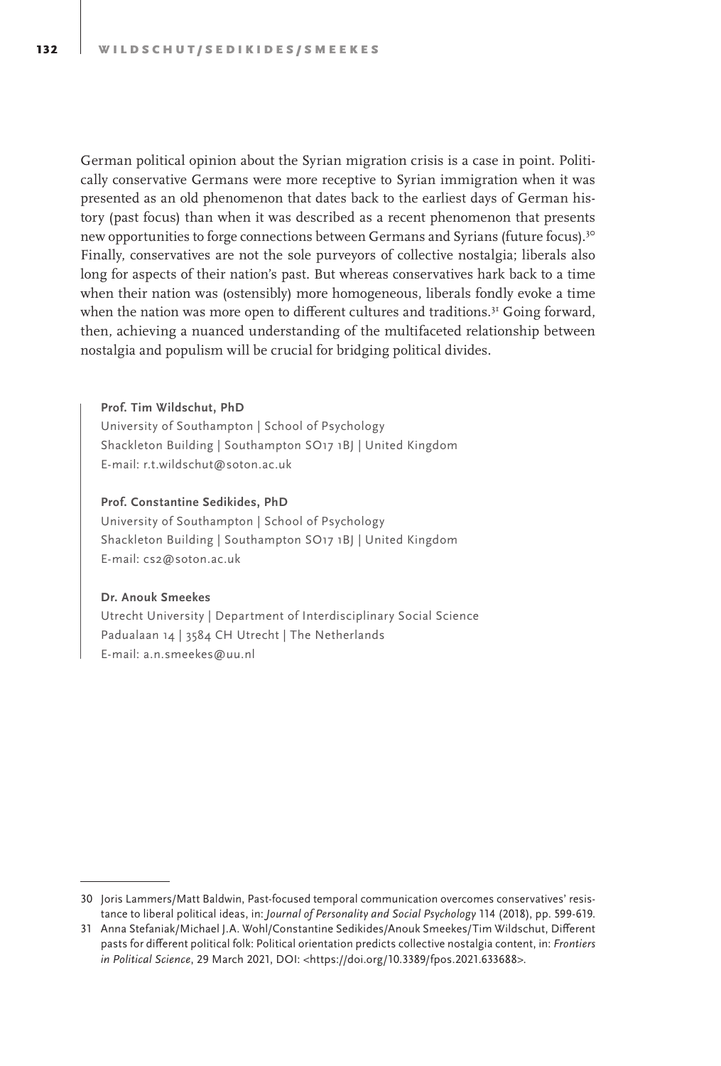German political opinion about the Syrian migration crisis is a case in point. Politically conservative Germans were more receptive to Syrian immigration when it was presented as an old phenomenon that dates back to the earliest days of German history (past focus) than when it was described as a recent phenomenon that presents new opportunities to forge connections between Germans and Syrians (future focus).[30] Finally, conservatives are not the sole purveyors of collective nostalgia; liberals also long for aspects of their nation's past. But whereas conservatives hark back to a time when their nation was (ostensibly) more homogeneous, liberals fondly evoke a time when the nation was more open to different cultures and traditions.[31] Going forward, then, achieving a nuanced understanding of the multifaceted relationship between nostalgia and populism will be crucial for bridging political divides.

**Prof. Tim Wildschut, PhD**
University of Southampton | School of Psychology
Shackleton Building | Southampton SO17 1BJ | United Kingdom
E-mail: r.t.wildschut@soton.ac.uk

**Prof. Constantine Sedikides, PhD**
University of Southampton | School of Psychology
Shackleton Building | Southampton SO17 1BJ | United Kingdom
E-mail: cs2@soton.ac.uk

**Dr. Anouk Smeekes**
Utrecht University | Department of Interdisciplinary Social Science
Padualaan 14 | 3584 CH Utrecht | The Netherlands
E-mail: a.n.smeekes@uu.nl

---

30 Joris Lammers/Matt Baldwin, Past-focused temporal communication overcomes conservatives' resistance to liberal political ideas, in: *Journal of Personality and Social Psychology* 114 (2018), pp. 599-619.

31 Anna Stefaniak/Michael J.A. Wohl/Constantine Sedikides/Anouk Smeekes/Tim Wildschut, Different pasts for different political folk: Political orientation predicts collective nostalgia content, in: *Frontiers in Political Science*, 29 March 2021, DOI: <https://doi.org/10.3389/fpos.2021.633688>.